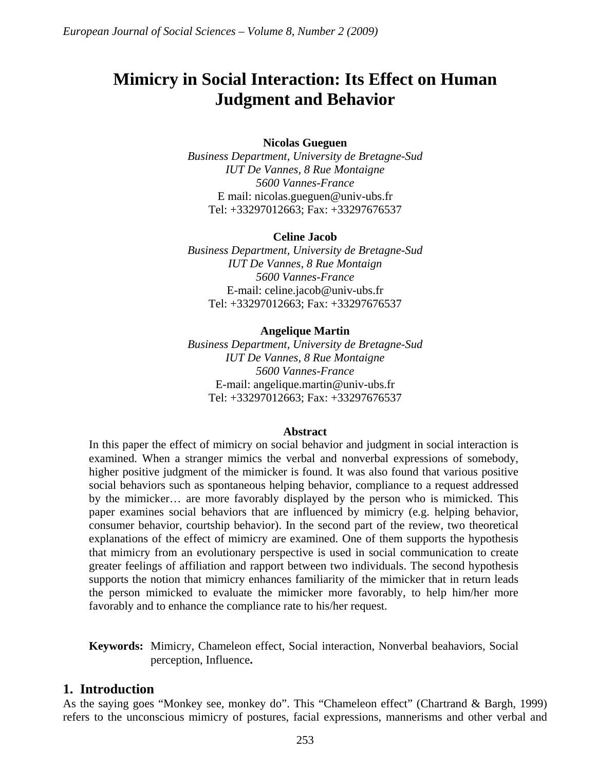# Mimicry in Social Interaction: Its Effect on Human Judgment and Behavior

**Nicolas Gueguen**
*Business Department, University de Bretagne-Sud*
*IUT De Vannes, 8 Rue Montaigne*
*5600 Vannes-France*
E mail: nicolas.gueguen@univ-ubs.fr
Tel: +33297012663; Fax: +33297676537

**Celine Jacob**
*Business Department, University de Bretagne-Sud*
*IUT De Vannes, 8 Rue Montaign*
*5600 Vannes-France*
E-mail: celine.jacob@univ-ubs.fr
Tel: +33297012663; Fax: +33297676537

**Angelique Martin**
*Business Department, University de Bretagne-Sud*
*IUT De Vannes, 8 Rue Montaigne*
*5600 Vannes-France*
E-mail: angelique.martin@univ-ubs.fr
Tel: +33297012663; Fax: +33297676537

## Abstract

In this paper the effect of mimicry on social behavior and judgment in social interaction is examined. When a stranger mimics the verbal and nonverbal expressions of somebody, higher positive judgment of the mimicker is found. It was also found that various positive social behaviors such as spontaneous helping behavior, compliance to a request addressed by the mimicker… are more favorably displayed by the person who is mimicked. This paper examines social behaviors that are influenced by mimicry (e.g. helping behavior, consumer behavior, courtship behavior). In the second part of the review, two theoretical explanations of the effect of mimicry are examined. One of them supports the hypothesis that mimicry from an evolutionary perspective is used in social communication to create greater feelings of affiliation and rapport between two individuals. The second hypothesis supports the notion that mimicry enhances familiarity of the mimicker that in return leads the person mimicked to evaluate the mimicker more favorably, to help him/her more favorably and to enhance the compliance rate to his/her request.

**Keywords:** Mimicry, Chameleon effect, Social interaction, Nonverbal beahaviors, Social perception, Influence**.**

## 1. Introduction

As the saying goes "Monkey see, monkey do". This "Chameleon effect" (Chartrand & Bargh, 1999) refers to the unconscious mimicry of postures, facial expressions, mannerisms and other verbal and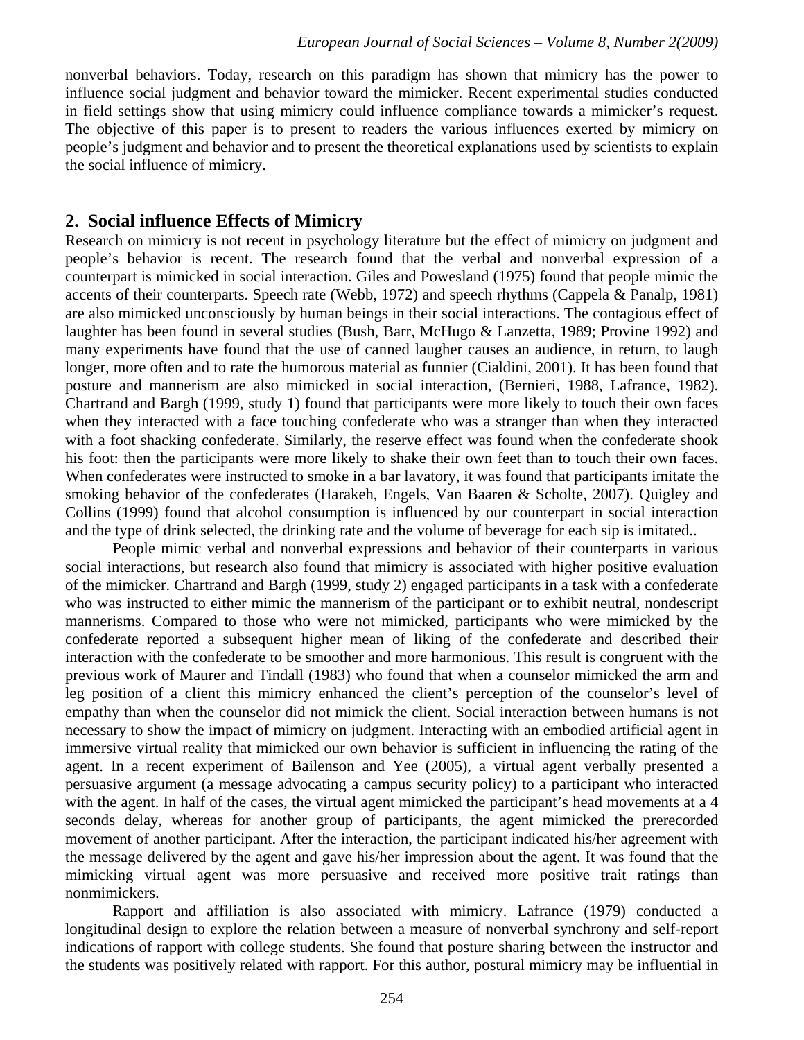nonverbal behaviors. Today, research on this paradigm has shown that mimicry has the power to influence social judgment and behavior toward the mimicker. Recent experimental studies conducted in field settings show that using mimicry could influence compliance towards a mimicker's request. The objective of this paper is to present to readers the various influences exerted by mimicry on people's judgment and behavior and to present the theoretical explanations used by scientists to explain the social influence of mimicry.

## 2. Social influence Effects of Mimicry

Research on mimicry is not recent in psychology literature but the effect of mimicry on judgment and people's behavior is recent. The research found that the verbal and nonverbal expression of a counterpart is mimicked in social interaction. Giles and Powesland (1975) found that people mimic the accents of their counterparts. Speech rate (Webb, 1972) and speech rhythms (Cappela & Panalp, 1981) are also mimicked unconsciously by human beings in their social interactions. The contagious effect of laughter has been found in several studies (Bush, Barr, McHugo & Lanzetta, 1989; Provine 1992) and many experiments have found that the use of canned laugher causes an audience, in return, to laugh longer, more often and to rate the humorous material as funnier (Cialdini, 2001). It has been found that posture and mannerism are also mimicked in social interaction, (Bernieri, 1988, Lafrance, 1982). Chartrand and Bargh (1999, study 1) found that participants were more likely to touch their own faces when they interacted with a face touching confederate who was a stranger than when they interacted with a foot shacking confederate. Similarly, the reserve effect was found when the confederate shook his foot: then the participants were more likely to shake their own feet than to touch their own faces. When confederates were instructed to smoke in a bar lavatory, it was found that participants imitate the smoking behavior of the confederates (Harakeh, Engels, Van Baaren & Scholte, 2007). Quigley and Collins (1999) found that alcohol consumption is influenced by our counterpart in social interaction and the type of drink selected, the drinking rate and the volume of beverage for each sip is imitated..

People mimic verbal and nonverbal expressions and behavior of their counterparts in various social interactions, but research also found that mimicry is associated with higher positive evaluation of the mimicker. Chartrand and Bargh (1999, study 2) engaged participants in a task with a confederate who was instructed to either mimic the mannerism of the participant or to exhibit neutral, nondescript mannerisms. Compared to those who were not mimicked, participants who were mimicked by the confederate reported a subsequent higher mean of liking of the confederate and described their interaction with the confederate to be smoother and more harmonious. This result is congruent with the previous work of Maurer and Tindall (1983) who found that when a counselor mimicked the arm and leg position of a client this mimicry enhanced the client's perception of the counselor's level of empathy than when the counselor did not mimick the client. Social interaction between humans is not necessary to show the impact of mimicry on judgment. Interacting with an embodied artificial agent in immersive virtual reality that mimicked our own behavior is sufficient in influencing the rating of the agent. In a recent experiment of Bailenson and Yee (2005), a virtual agent verbally presented a persuasive argument (a message advocating a campus security policy) to a participant who interacted with the agent. In half of the cases, the virtual agent mimicked the participant's head movements at a 4 seconds delay, whereas for another group of participants, the agent mimicked the prerecorded movement of another participant. After the interaction, the participant indicated his/her agreement with the message delivered by the agent and gave his/her impression about the agent. It was found that the mimicking virtual agent was more persuasive and received more positive trait ratings than nonmimickers.

Rapport and affiliation is also associated with mimicry. Lafrance (1979) conducted a longitudinal design to explore the relation between a measure of nonverbal synchrony and self-report indications of rapport with college students. She found that posture sharing between the instructor and the students was positively related with rapport. For this author, postural mimicry may be influential in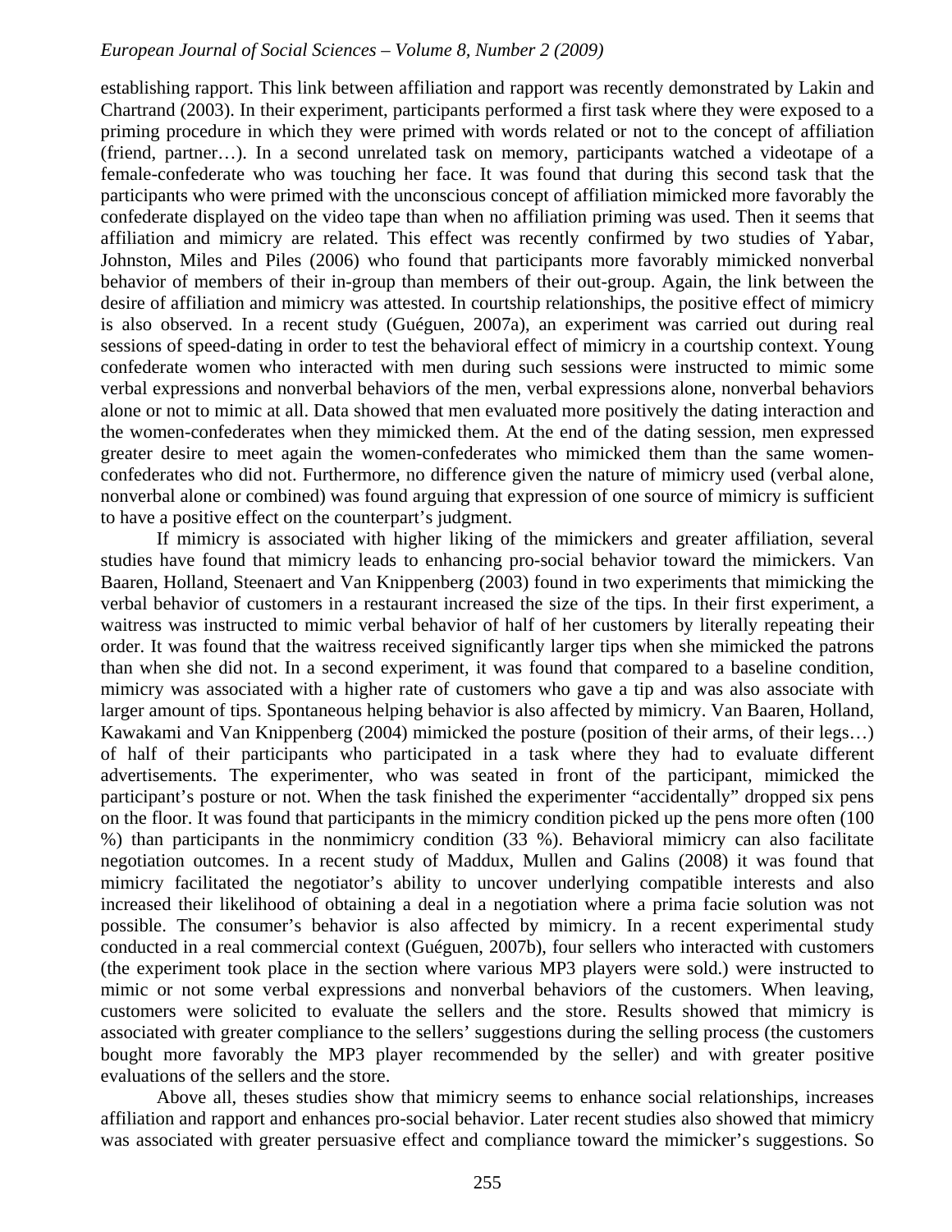establishing rapport. This link between affiliation and rapport was recently demonstrated by Lakin and Chartrand (2003). In their experiment, participants performed a first task where they were exposed to a priming procedure in which they were primed with words related or not to the concept of affiliation (friend, partner…). In a second unrelated task on memory, participants watched a videotape of a female-confederate who was touching her face. It was found that during this second task that the participants who were primed with the unconscious concept of affiliation mimicked more favorably the confederate displayed on the video tape than when no affiliation priming was used. Then it seems that affiliation and mimicry are related. This effect was recently confirmed by two studies of Yabar, Johnston, Miles and Piles (2006) who found that participants more favorably mimicked nonverbal behavior of members of their in-group than members of their out-group. Again, the link between the desire of affiliation and mimicry was attested. In courtship relationships, the positive effect of mimicry is also observed. In a recent study (Guéguen, 2007a), an experiment was carried out during real sessions of speed-dating in order to test the behavioral effect of mimicry in a courtship context. Young confederate women who interacted with men during such sessions were instructed to mimic some verbal expressions and nonverbal behaviors of the men, verbal expressions alone, nonverbal behaviors alone or not to mimic at all. Data showed that men evaluated more positively the dating interaction and the women-confederates when they mimicked them. At the end of the dating session, men expressed greater desire to meet again the women-confederates who mimicked them than the same women-confederates who did not. Furthermore, no difference given the nature of mimicry used (verbal alone, nonverbal alone or combined) was found arguing that expression of one source of mimicry is sufficient to have a positive effect on the counterpart's judgment.

If mimicry is associated with higher liking of the mimickers and greater affiliation, several studies have found that mimicry leads to enhancing pro-social behavior toward the mimickers. Van Baaren, Holland, Steenaert and Van Knippenberg (2003) found in two experiments that mimicking the verbal behavior of customers in a restaurant increased the size of the tips. In their first experiment, a waitress was instructed to mimic verbal behavior of half of her customers by literally repeating their order. It was found that the waitress received significantly larger tips when she mimicked the patrons than when she did not. In a second experiment, it was found that compared to a baseline condition, mimicry was associated with a higher rate of customers who gave a tip and was also associate with larger amount of tips. Spontaneous helping behavior is also affected by mimicry. Van Baaren, Holland, Kawakami and Van Knippenberg (2004) mimicked the posture (position of their arms, of their legs…) of half of their participants who participated in a task where they had to evaluate different advertisements. The experimenter, who was seated in front of the participant, mimicked the participant's posture or not. When the task finished the experimenter "accidentally" dropped six pens on the floor. It was found that participants in the mimicry condition picked up the pens more often (100 %) than participants in the nonmimicry condition (33 %). Behavioral mimicry can also facilitate negotiation outcomes. In a recent study of Maddux, Mullen and Galins (2008) it was found that mimicry facilitated the negotiator's ability to uncover underlying compatible interests and also increased their likelihood of obtaining a deal in a negotiation where a prima facie solution was not possible. The consumer's behavior is also affected by mimicry. In a recent experimental study conducted in a real commercial context (Guéguen, 2007b), four sellers who interacted with customers (the experiment took place in the section where various MP3 players were sold.) were instructed to mimic or not some verbal expressions and nonverbal behaviors of the customers. When leaving, customers were solicited to evaluate the sellers and the store. Results showed that mimicry is associated with greater compliance to the sellers' suggestions during the selling process (the customers bought more favorably the MP3 player recommended by the seller) and with greater positive evaluations of the sellers and the store.

Above all, theses studies show that mimicry seems to enhance social relationships, increases affiliation and rapport and enhances pro-social behavior. Later recent studies also showed that mimicry was associated with greater persuasive effect and compliance toward the mimicker's suggestions. So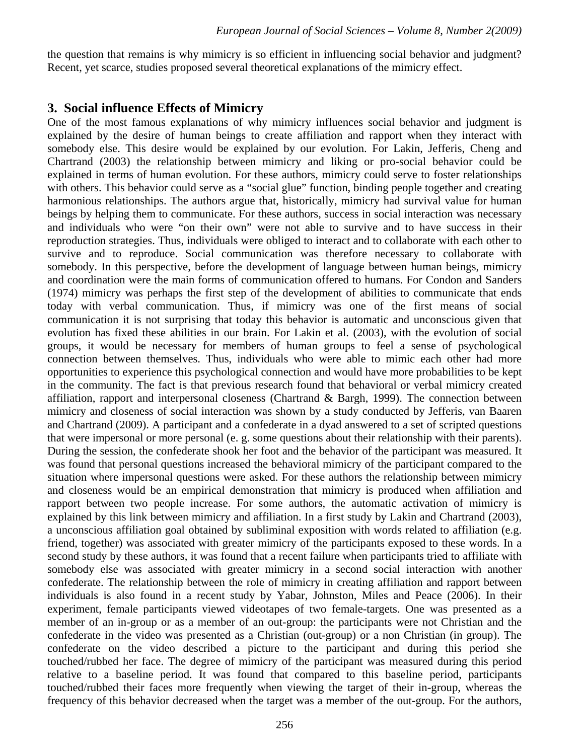the question that remains is why mimicry is so efficient in influencing social behavior and judgment? Recent, yet scarce, studies proposed several theoretical explanations of the mimicry effect.

## 3. Social influence Effects of Mimicry

One of the most famous explanations of why mimicry influences social behavior and judgment is explained by the desire of human beings to create affiliation and rapport when they interact with somebody else. This desire would be explained by our evolution. For Lakin, Jefferis, Cheng and Chartrand (2003) the relationship between mimicry and liking or pro-social behavior could be explained in terms of human evolution. For these authors, mimicry could serve to foster relationships with others. This behavior could serve as a "social glue" function, binding people together and creating harmonious relationships. The authors argue that, historically, mimicry had survival value for human beings by helping them to communicate. For these authors, success in social interaction was necessary and individuals who were "on their own" were not able to survive and to have success in their reproduction strategies. Thus, individuals were obliged to interact and to collaborate with each other to survive and to reproduce. Social communication was therefore necessary to collaborate with somebody. In this perspective, before the development of language between human beings, mimicry and coordination were the main forms of communication offered to humans. For Condon and Sanders (1974) mimicry was perhaps the first step of the development of abilities to communicate that ends today with verbal communication. Thus, if mimicry was one of the first means of social communication it is not surprising that today this behavior is automatic and unconscious given that evolution has fixed these abilities in our brain. For Lakin et al. (2003), with the evolution of social groups, it would be necessary for members of human groups to feel a sense of psychological connection between themselves. Thus, individuals who were able to mimic each other had more opportunities to experience this psychological connection and would have more probabilities to be kept in the community. The fact is that previous research found that behavioral or verbal mimicry created affiliation, rapport and interpersonal closeness (Chartrand & Bargh, 1999). The connection between mimicry and closeness of social interaction was shown by a study conducted by Jefferis, van Baaren and Chartrand (2009). A participant and a confederate in a dyad answered to a set of scripted questions that were impersonal or more personal (e. g. some questions about their relationship with their parents). During the session, the confederate shook her foot and the behavior of the participant was measured. It was found that personal questions increased the behavioral mimicry of the participant compared to the situation where impersonal questions were asked. For these authors the relationship between mimicry and closeness would be an empirical demonstration that mimicry is produced when affiliation and rapport between two people increase. For some authors, the automatic activation of mimicry is explained by this link between mimicry and affiliation. In a first study by Lakin and Chartrand (2003), a unconscious affiliation goal obtained by subliminal exposition with words related to affiliation (e.g. friend, together) was associated with greater mimicry of the participants exposed to these words. In a second study by these authors, it was found that a recent failure when participants tried to affiliate with somebody else was associated with greater mimicry in a second social interaction with another confederate. The relationship between the role of mimicry in creating affiliation and rapport between individuals is also found in a recent study by Yabar, Johnston, Miles and Peace (2006). In their experiment, female participants viewed videotapes of two female-targets. One was presented as a member of an in-group or as a member of an out-group: the participants were not Christian and the confederate in the video was presented as a Christian (out-group) or a non Christian (in group). The confederate on the video described a picture to the participant and during this period she touched/rubbed her face. The degree of mimicry of the participant was measured during this period relative to a baseline period. It was found that compared to this baseline period, participants touched/rubbed their faces more frequently when viewing the target of their in-group, whereas the frequency of this behavior decreased when the target was a member of the out-group. For the authors,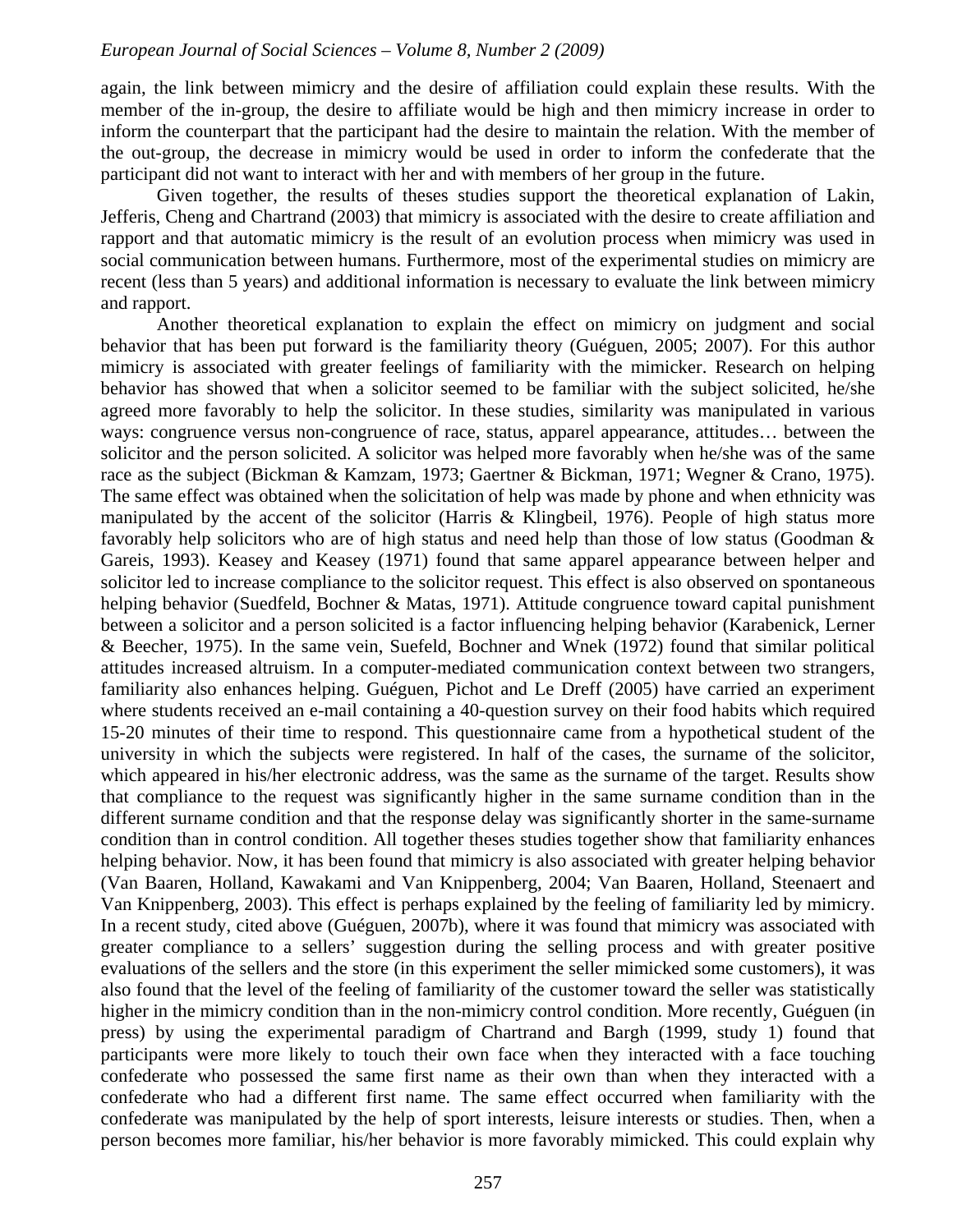again, the link between mimicry and the desire of affiliation could explain these results. With the member of the in-group, the desire to affiliate would be high and then mimicry increase in order to inform the counterpart that the participant had the desire to maintain the relation. With the member of the out-group, the decrease in mimicry would be used in order to inform the confederate that the participant did not want to interact with her and with members of her group in the future.

Given together, the results of theses studies support the theoretical explanation of Lakin, Jefferis, Cheng and Chartrand (2003) that mimicry is associated with the desire to create affiliation and rapport and that automatic mimicry is the result of an evolution process when mimicry was used in social communication between humans. Furthermore, most of the experimental studies on mimicry are recent (less than 5 years) and additional information is necessary to evaluate the link between mimicry and rapport.

Another theoretical explanation to explain the effect on mimicry on judgment and social behavior that has been put forward is the familiarity theory (Guéguen, 2005; 2007). For this author mimicry is associated with greater feelings of familiarity with the mimicker. Research on helping behavior has showed that when a solicitor seemed to be familiar with the subject solicited, he/she agreed more favorably to help the solicitor. In these studies, similarity was manipulated in various ways: congruence versus non-congruence of race, status, apparel appearance, attitudes… between the solicitor and the person solicited. A solicitor was helped more favorably when he/she was of the same race as the subject (Bickman & Kamzam, 1973; Gaertner & Bickman, 1971; Wegner & Crano, 1975). The same effect was obtained when the solicitation of help was made by phone and when ethnicity was manipulated by the accent of the solicitor (Harris & Klingbeil, 1976). People of high status more favorably help solicitors who are of high status and need help than those of low status (Goodman & Gareis, 1993). Keasey and Keasey (1971) found that same apparel appearance between helper and solicitor led to increase compliance to the solicitor request. This effect is also observed on spontaneous helping behavior (Suedfeld, Bochner & Matas, 1971). Attitude congruence toward capital punishment between a solicitor and a person solicited is a factor influencing helping behavior (Karabenick, Lerner & Beecher, 1975). In the same vein, Suefeld, Bochner and Wnek (1972) found that similar political attitudes increased altruism. In a computer-mediated communication context between two strangers, familiarity also enhances helping. Guéguen, Pichot and Le Dreff (2005) have carried an experiment where students received an e-mail containing a 40-question survey on their food habits which required 15-20 minutes of their time to respond. This questionnaire came from a hypothetical student of the university in which the subjects were registered. In half of the cases, the surname of the solicitor, which appeared in his/her electronic address, was the same as the surname of the target. Results show that compliance to the request was significantly higher in the same surname condition than in the different surname condition and that the response delay was significantly shorter in the same-surname condition than in control condition. All together theses studies together show that familiarity enhances helping behavior. Now, it has been found that mimicry is also associated with greater helping behavior (Van Baaren, Holland, Kawakami and Van Knippenberg, 2004; Van Baaren, Holland, Steenaert and Van Knippenberg, 2003). This effect is perhaps explained by the feeling of familiarity led by mimicry. In a recent study, cited above (Guéguen, 2007b), where it was found that mimicry was associated with greater compliance to a sellers' suggestion during the selling process and with greater positive evaluations of the sellers and the store (in this experiment the seller mimicked some customers), it was also found that the level of the feeling of familiarity of the customer toward the seller was statistically higher in the mimicry condition than in the non-mimicry control condition. More recently, Guéguen (in press) by using the experimental paradigm of Chartrand and Bargh (1999, study 1) found that participants were more likely to touch their own face when they interacted with a face touching confederate who possessed the same first name as their own than when they interacted with a confederate who had a different first name. The same effect occurred when familiarity with the confederate was manipulated by the help of sport interests, leisure interests or studies. Then, when a person becomes more familiar, his/her behavior is more favorably mimicked. This could explain why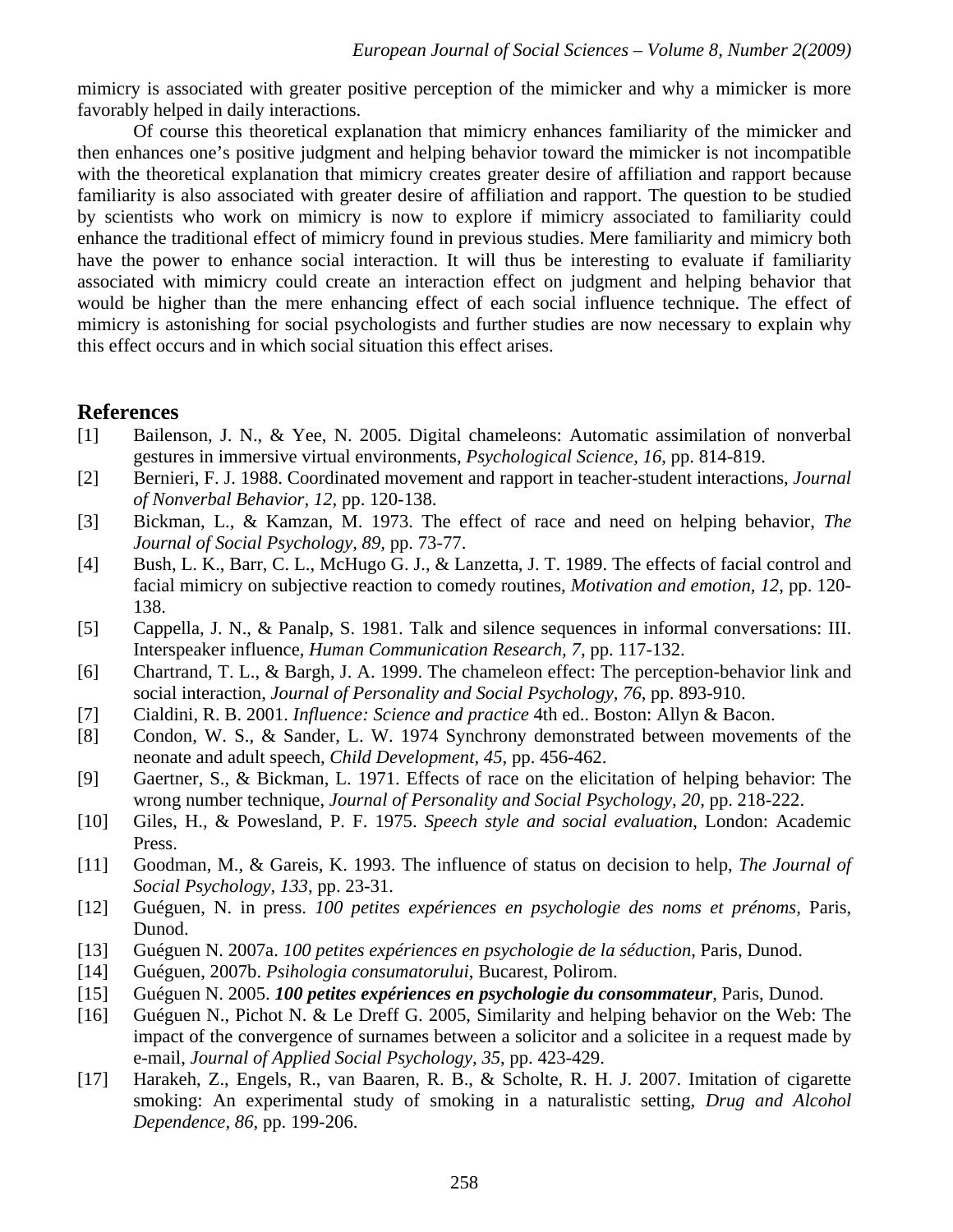mimicry is associated with greater positive perception of the mimicker and why a mimicker is more favorably helped in daily interactions.

Of course this theoretical explanation that mimicry enhances familiarity of the mimicker and then enhances one's positive judgment and helping behavior toward the mimicker is not incompatible with the theoretical explanation that mimicry creates greater desire of affiliation and rapport because familiarity is also associated with greater desire of affiliation and rapport. The question to be studied by scientists who work on mimicry is now to explore if mimicry associated to familiarity could enhance the traditional effect of mimicry found in previous studies. Mere familiarity and mimicry both have the power to enhance social interaction. It will thus be interesting to evaluate if familiarity associated with mimicry could create an interaction effect on judgment and helping behavior that would be higher than the mere enhancing effect of each social influence technique. The effect of mimicry is astonishing for social psychologists and further studies are now necessary to explain why this effect occurs and in which social situation this effect arises.

## References

[1] Bailenson, J. N., & Yee, N. 2005. Digital chameleons: Automatic assimilation of nonverbal gestures in immersive virtual environments, *Psychological Science, 16*, pp. 814-819.

[2] Bernieri, F. J. 1988. Coordinated movement and rapport in teacher-student interactions, *Journal of Nonverbal Behavior, 12*, pp. 120-138.

[3] Bickman, L., & Kamzan, M. 1973. The effect of race and need on helping behavior, *The Journal of Social Psychology, 89*, pp. 73-77.

[4] Bush, L. K., Barr, C. L., McHugo G. J., & Lanzetta, J. T. 1989. The effects of facial control and facial mimicry on subjective reaction to comedy routines, *Motivation and emotion, 12*, pp. 120-138.

[5] Cappella, J. N., & Panalp, S. 1981. Talk and silence sequences in informal conversations: III. Interspeaker influence, *Human Communication Research, 7*, pp. 117-132.

[6] Chartrand, T. L., & Bargh, J. A. 1999. The chameleon effect: The perception-behavior link and social interaction, *Journal of Personality and Social Psychology, 76*, pp. 893-910.

[7] Cialdini, R. B. 2001. *Influence: Science and practice* 4th ed.. Boston: Allyn & Bacon.

[8] Condon, W. S., & Sander, L. W. 1974 Synchrony demonstrated between movements of the neonate and adult speech, *Child Development, 45*, pp. 456-462.

[9] Gaertner, S., & Bickman, L. 1971. Effects of race on the elicitation of helping behavior: The wrong number technique, *Journal of Personality and Social Psychology, 20*, pp. 218-222.

[10] Giles, H., & Powesland, P. F. 1975. *Speech style and social evaluation*, London: Academic Press.

[11] Goodman, M., & Gareis, K. 1993. The influence of status on decision to help, *The Journal of Social Psychology, 133*, pp. 23-31.

[12] Guéguen, N. in press. *100 petites expériences en psychologie des noms et prénoms,* Paris, Dunod.

[13] Guéguen N. 2007a. *100 petites expériences en psychologie de la séduction*, Paris, Dunod.

[14] Guéguen, 2007b. *Psihologia consumatorului*, Bucarest, Polirom.

[15] Guéguen N. 2005. ***100 petites expériences en psychologie du consommateur***, Paris, Dunod.

[16] Guéguen N., Pichot N. & Le Dreff G. 2005, Similarity and helping behavior on the Web: The impact of the convergence of surnames between a solicitor and a solicitee in a request made by e-mail, *Journal of Applied Social Psychology, 35*, pp. 423-429.

[17] Harakeh, Z., Engels, R., van Baaren, R. B., & Scholte, R. H. J. 2007. Imitation of cigarette smoking: An experimental study of smoking in a naturalistic setting, *Drug and Alcohol Dependence, 86*, pp. 199-206.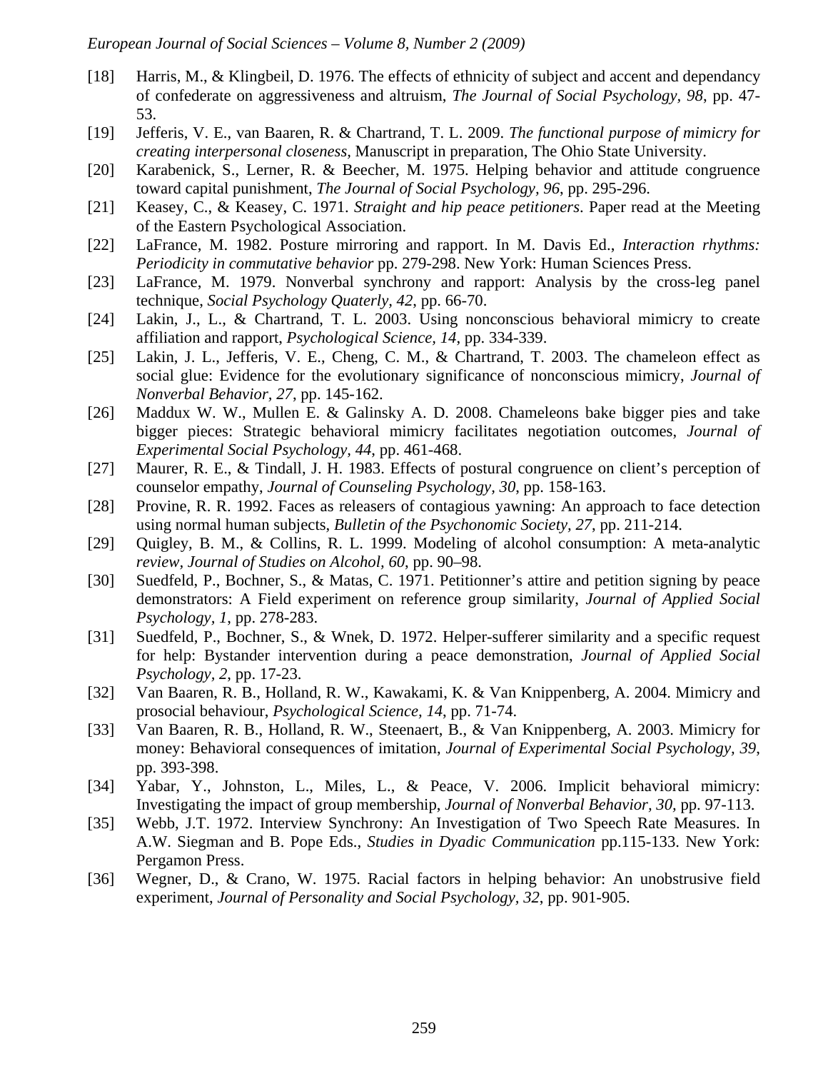[18] Harris, M., & Klingbeil, D. 1976. The effects of ethnicity of subject and accent and dependancy of confederate on aggressiveness and altruism, *The Journal of Social Psychology, 98*, pp. 47-53.

[19] Jefferis, V. E., van Baaren, R. & Chartrand, T. L. 2009. *The functional purpose of mimicry for creating interpersonal closeness*, Manuscript in preparation, The Ohio State University.

[20] Karabenick, S., Lerner, R. & Beecher, M. 1975. Helping behavior and attitude congruence toward capital punishment, *The Journal of Social Psychology, 96*, pp. 295-296.

[21] Keasey, C., & Keasey, C. 1971. *Straight and hip peace petitioners*. Paper read at the Meeting of the Eastern Psychological Association.

[22] LaFrance, M. 1982. Posture mirroring and rapport. In M. Davis Ed., *Interaction rhythms: Periodicity in commutative behavior* pp. 279-298. New York: Human Sciences Press.

[23] LaFrance, M. 1979. Nonverbal synchrony and rapport: Analysis by the cross-leg panel technique, *Social Psychology Quaterly, 42*, pp. 66-70.

[24] Lakin, J., L., & Chartrand, T. L. 2003. Using nonconscious behavioral mimicry to create affiliation and rapport, *Psychological Science, 14*, pp. 334-339.

[25] Lakin, J. L., Jefferis, V. E., Cheng, C. M., & Chartrand, T. 2003. The chameleon effect as social glue: Evidence for the evolutionary significance of nonconscious mimicry, *Journal of Nonverbal Behavior, 27*, pp. 145-162.

[26] Maddux W. W., Mullen E. & Galinsky A. D. 2008. Chameleons bake bigger pies and take bigger pieces: Strategic behavioral mimicry facilitates negotiation outcomes, *Journal of Experimental Social Psychology, 44*, pp. 461-468.

[27] Maurer, R. E., & Tindall, J. H. 1983. Effects of postural congruence on client's perception of counselor empathy, *Journal of Counseling Psychology, 30*, pp. 158-163.

[28] Provine, R. R. 1992. Faces as releasers of contagious yawning: An approach to face detection using normal human subjects, *Bulletin of the Psychonomic Society, 27*, pp. 211-214.

[29] Quigley, B. M., & Collins, R. L. 1999. Modeling of alcohol consumption: A meta-analytic *review*, *Journal of Studies on Alcohol, 60*, pp. 90–98.

[30] Suedfeld, P., Bochner, S., & Matas, C. 1971. Petitionner's attire and petition signing by peace demonstrators: A Field experiment on reference group similarity, *Journal of Applied Social Psychology, 1*, pp. 278-283.

[31] Suedfeld, P., Bochner, S., & Wnek, D. 1972. Helper-sufferer similarity and a specific request for help: Bystander intervention during a peace demonstration, *Journal of Applied Social Psychology, 2*, pp. 17-23.

[32] Van Baaren, R. B., Holland, R. W., Kawakami, K. & Van Knippenberg, A. 2004. Mimicry and prosocial behaviour, *Psychological Science, 14*, pp. 71-74.

[33] Van Baaren, R. B., Holland, R. W., Steenaert, B., & Van Knippenberg, A. 2003. Mimicry for money: Behavioral consequences of imitation, *Journal of Experimental Social Psychology, 39*, pp. 393-398.

[34] Yabar, Y., Johnston, L., Miles, L., & Peace, V. 2006. Implicit behavioral mimicry: Investigating the impact of group membership, *Journal of Nonverbal Behavior, 30*, pp. 97-113.

[35] Webb, J.T. 1972. Interview Synchrony: An Investigation of Two Speech Rate Measures. In A.W. Siegman and B. Pope Eds., *Studies in Dyadic Communication* pp.115-133. New York: Pergamon Press.

[36] Wegner, D., & Crano, W. 1975. Racial factors in helping behavior: An unobstrusive field experiment, *Journal of Personality and Social Psychology, 32*, pp. 901-905.